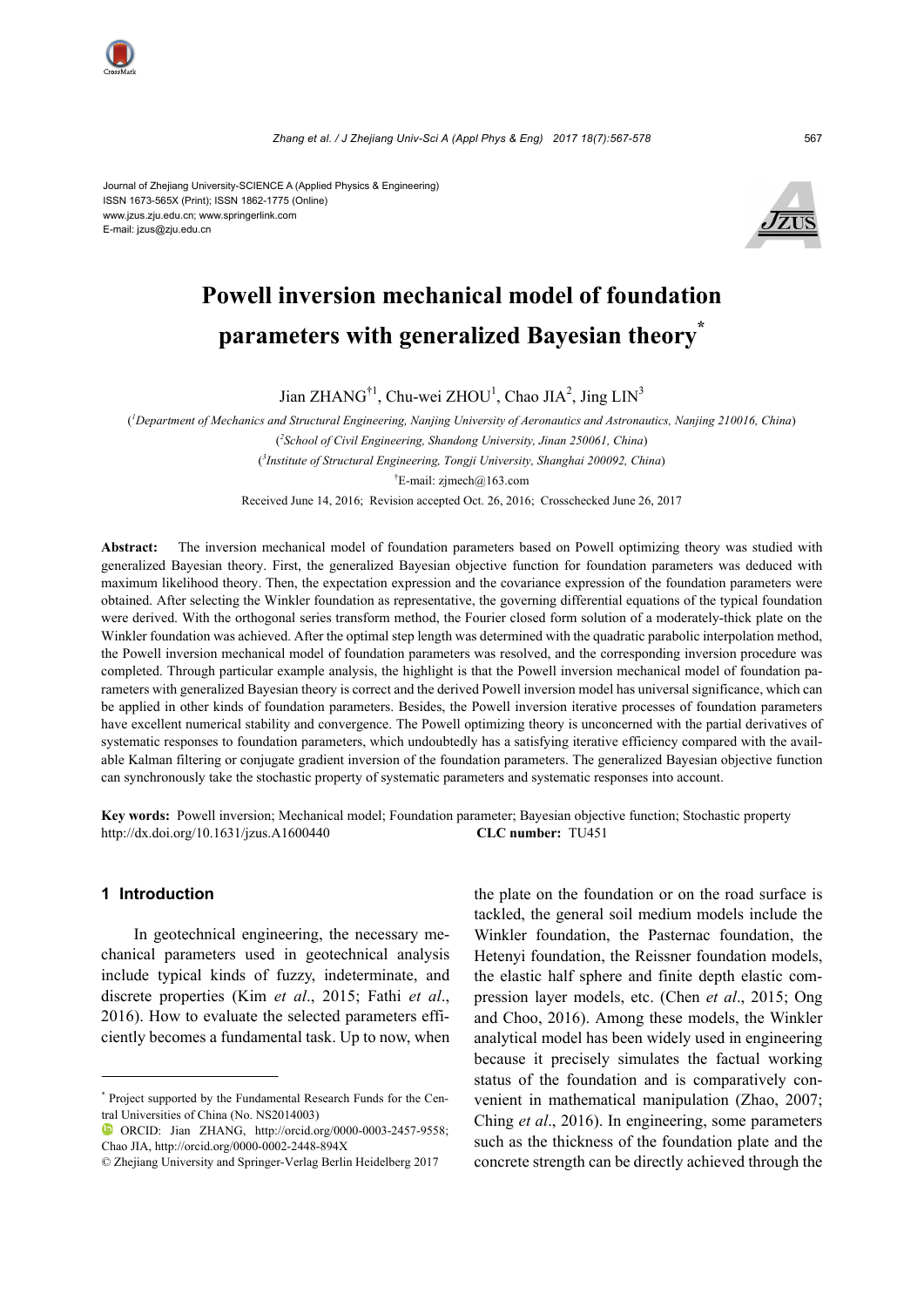Journal of Zhejiang University-SCIENCE A (Applied Physics & Engineering)
ISSN 1673-565X (Print); ISSN 1862-1775 (Online)
www.jzus.zju.edu.cn; www.springerlink.com
E-mail: jzus@zju.edu.cn

# Powell inversion mechanical model of foundation parameters with generalized Bayesian theory*

Jian ZHANG†1, Chu-wei ZHOU[1], Chao JIA[2], Jing LIN[3]

([1]Department of Mechanics and Structural Engineering, Nanjing University of Aeronautics and Astronautics, Nanjing 210016, China)

([2]School of Civil Engineering, Shandong University, Jinan 250061, China)

([3]Institute of Structural Engineering, Tongji University, Shanghai 200092, China)

†E-mail: zjmech@163.com

Received June 14, 2016; Revision accepted Oct. 26, 2016; Crosschecked June 26, 2017

**Abstract:** The inversion mechanical model of foundation parameters based on Powell optimizing theory was studied with generalized Bayesian theory. First, the generalized Bayesian objective function for foundation parameters was deduced with maximum likelihood theory. Then, the expectation expression and the covariance expression of the foundation parameters were obtained. After selecting the Winkler foundation as representative, the governing differential equations of the typical foundation were derived. With the orthogonal series transform method, the Fourier closed form solution of a moderately-thick plate on the Winkler foundation was achieved. After the optimal step length was determined with the quadratic parabolic interpolation method, the Powell inversion mechanical model of foundation parameters was resolved, and the corresponding inversion procedure was completed. Through particular example analysis, the highlight is that the Powell inversion mechanical model of foundation parameters with generalized Bayesian theory is correct and the derived Powell inversion model has universal significance, which can be applied in other kinds of foundation parameters. Besides, the Powell inversion iterative processes of foundation parameters have excellent numerical stability and convergence. The Powell optimizing theory is unconcerned with the partial derivatives of systematic responses to foundation parameters, which undoubtedly has a satisfying iterative efficiency compared with the available Kalman filtering or conjugate gradient inversion of the foundation parameters. The generalized Bayesian objective function can synchronously take the stochastic property of systematic parameters and systematic responses into account.

**Key words:** Powell inversion; Mechanical model; Foundation parameter; Bayesian objective function; Stochastic property
http://dx.doi.org/10.1631/jzus.A1600440 **CLC number:** TU451

## 1 Introduction

In geotechnical engineering, the necessary mechanical parameters used in geotechnical analysis include typical kinds of fuzzy, indeterminate, and discrete properties (Kim *et al*., 2015; Fathi *et al*., 2016). How to evaluate the selected parameters efficiently becomes a fundamental task. Up to now, when the plate on the foundation or on the road surface is tackled, the general soil medium models include the Winkler foundation, the Pasternac foundation, the Hetenyi foundation, the Reissner foundation models, the elastic half sphere and finite depth elastic compression layer models, etc. (Chen *et al*., 2015; Ong and Choo, 2016). Among these models, the Winkler analytical model has been widely used in engineering because it precisely simulates the factual working status of the foundation and is comparatively convenient in mathematical manipulation (Zhao, 2007; Ching *et al*., 2016). In engineering, some parameters such as the thickness of the foundation plate and the concrete strength can be directly achieved through the

---

\* Project supported by the Fundamental Research Funds for the Central Universities of China (No. NS2014003)

ORCID: Jian ZHANG, http://orcid.org/0000-0003-2457-9558; Chao JIA, http://orcid.org/0000-0002-2448-894X

© Zhejiang University and Springer-Verlag Berlin Heidelberg 2017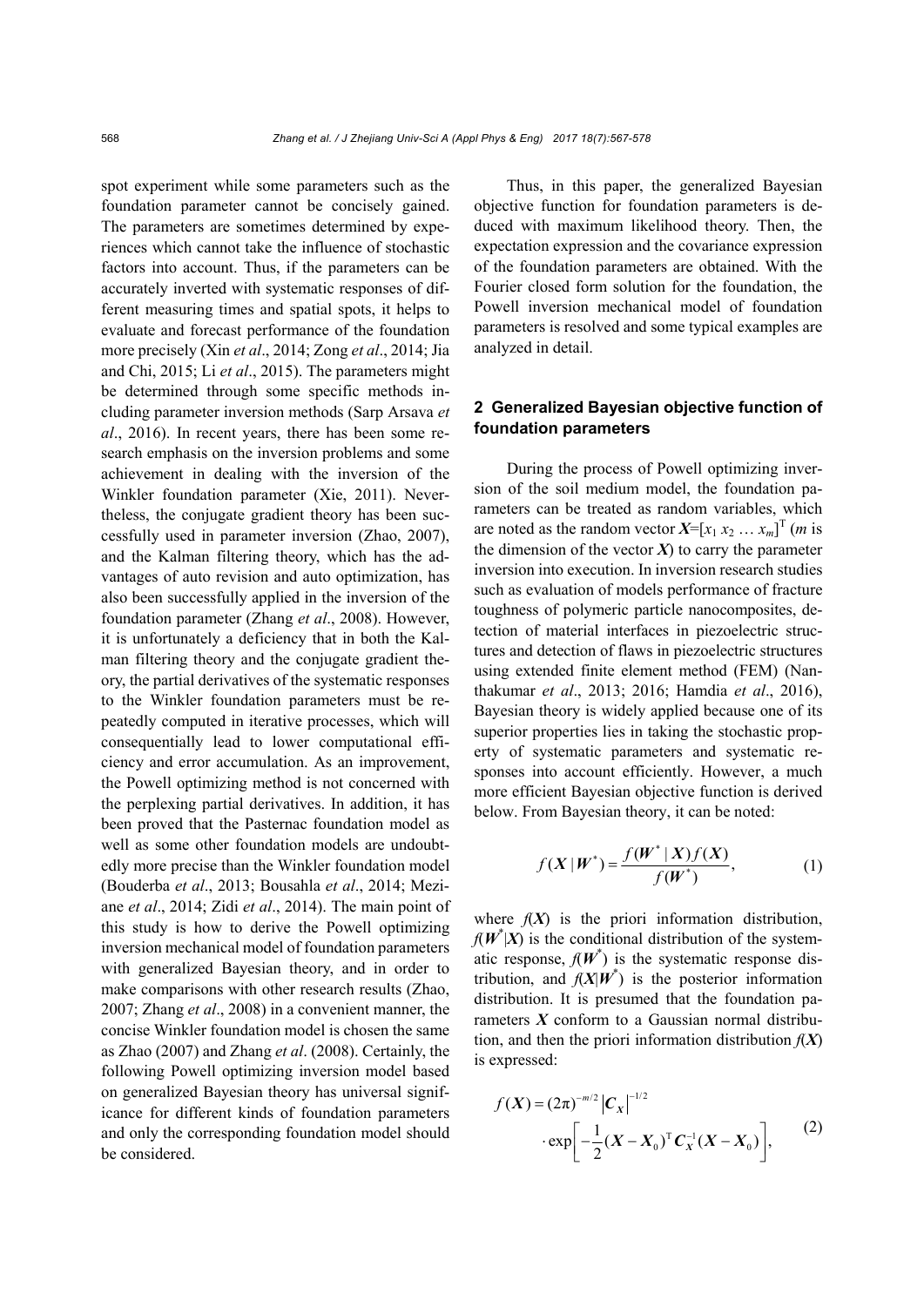spot experiment while some parameters such as the foundation parameter cannot be concisely gained. The parameters are sometimes determined by experiences which cannot take the influence of stochastic factors into account. Thus, if the parameters can be accurately inverted with systematic responses of different measuring times and spatial spots, it helps to evaluate and forecast performance of the foundation more precisely (Xin *et al*., 2014; Zong *et al*., 2014; Jia and Chi, 2015; Li *et al*., 2015). The parameters might be determined through some specific methods including parameter inversion methods (Sarp Arsava *et al*., 2016). In recent years, there has been some research emphasis on the inversion problems and some achievement in dealing with the inversion of the Winkler foundation parameter (Xie, 2011). Nevertheless, the conjugate gradient theory has been successfully used in parameter inversion (Zhao, 2007), and the Kalman filtering theory, which has the advantages of auto revision and auto optimization, has also been successfully applied in the inversion of the foundation parameter (Zhang *et al*., 2008). However, it is unfortunately a deficiency that in both the Kalman filtering theory and the conjugate gradient theory, the partial derivatives of the systematic responses to the Winkler foundation parameters must be repeatedly computed in iterative processes, which will consequentially lead to lower computational efficiency and error accumulation. As an improvement, the Powell optimizing method is not concerned with the perplexing partial derivatives. In addition, it has been proved that the Pasternac foundation model as well as some other foundation models are undoubtedly more precise than the Winkler foundation model (Bouderba *et al*., 2013; Bousahla *et al*., 2014; Meziane *et al*., 2014; Zidi *et al*., 2014). The main point of this study is how to derive the Powell optimizing inversion mechanical model of foundation parameters with generalized Bayesian theory, and in order to make comparisons with other research results (Zhao, 2007; Zhang *et al*., 2008) in a convenient manner, the concise Winkler foundation model is chosen the same as Zhao (2007) and Zhang *et al*. (2008). Certainly, the following Powell optimizing inversion model based on generalized Bayesian theory has universal significance for different kinds of foundation parameters and only the corresponding foundation model should be considered.

Thus, in this paper, the generalized Bayesian objective function for foundation parameters is deduced with maximum likelihood theory. Then, the expectation expression and the covariance expression of the foundation parameters are obtained. With the Fourier closed form solution for the foundation, the Powell inversion mechanical model of foundation parameters is resolved and some typical examples are analyzed in detail.

## 2 Generalized Bayesian objective function of foundation parameters

During the process of Powell optimizing inversion of the soil medium model, the foundation parameters can be treated as random variables, which are noted as the random vector $\boldsymbol{X}=[x_1\ x_2\ \ldots\ x_m]^{\mathrm{T}}$ ($m$ is the dimension of the vector $\boldsymbol{X}$) to carry the parameter inversion into execution. In inversion research studies such as evaluation of models performance of fracture toughness of polymeric particle nanocomposites, detection of material interfaces in piezoelectric structures and detection of flaws in piezoelectric structures using extended finite element method (FEM) (Nanthakumar *et al*., 2013; 2016; Hamdia *et al*., 2016), Bayesian theory is widely applied because one of its superior properties lies in taking the stochastic property of systematic parameters and systematic responses into account efficiently. However, a much more efficient Bayesian objective function is derived below. From Bayesian theory, it can be noted:

$$f(\boldsymbol{X}\mid\boldsymbol{W}^*)=\frac{f(\boldsymbol{W}^*\mid\boldsymbol{X})f(\boldsymbol{X})}{f(\boldsymbol{W}^*)}, \tag{1}$$

where $f(\boldsymbol{X})$ is the priori information distribution, $f(\boldsymbol{W}^*|\boldsymbol{X})$ is the conditional distribution of the systematic response, $f(\boldsymbol{W}^*)$ is the systematic response distribution, and $f(\boldsymbol{X}|\boldsymbol{W}^*)$ is the posterior information distribution. It is presumed that the foundation parameters $\boldsymbol{X}$ conform to a Gaussian normal distribution, and then the priori information distribution $f(\boldsymbol{X})$ is expressed:

$$f(\boldsymbol{X})=(2\pi)^{-m/2}\left|\boldsymbol{C}_X\right|^{-1/2}\cdot\exp\left[-\frac{1}{2}(\boldsymbol{X}-\boldsymbol{X}_0)^{\mathrm{T}}\boldsymbol{C}_X^{-1}(\boldsymbol{X}-\boldsymbol{X}_0)\right], \tag{2}$$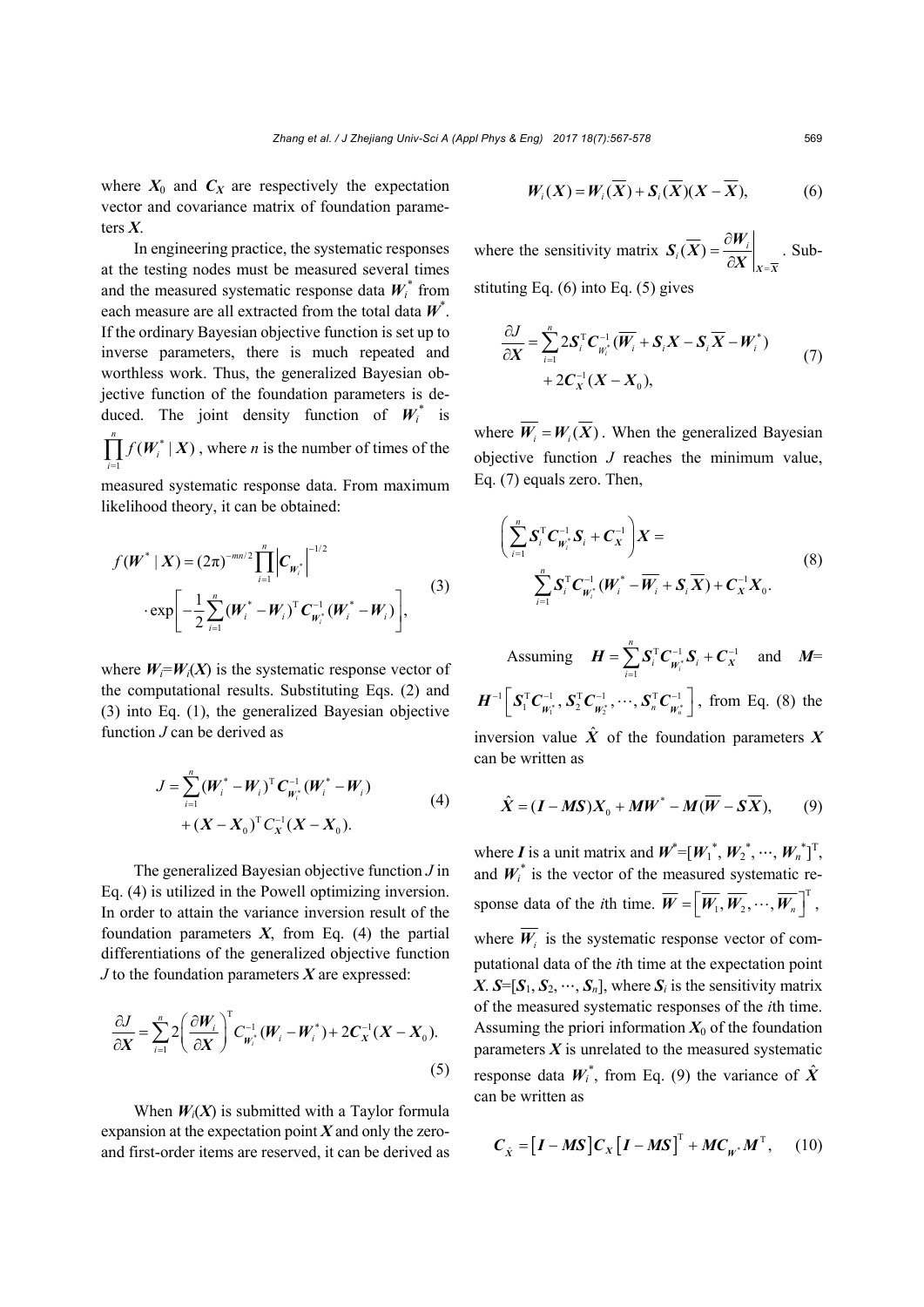where $\boldsymbol{X}_0$ and $\boldsymbol{C}_{\boldsymbol{X}}$ are respectively the expectation vector and covariance matrix of foundation parameters $\boldsymbol{X}$.

In engineering practice, the systematic responses at the testing nodes must be measured several times and the measured systematic response data $\boldsymbol{W}_i^*$ from each measure are all extracted from the total data $\boldsymbol{W}^*$. If the ordinary Bayesian objective function is set up to inverse parameters, there is much repeated and worthless work. Thus, the generalized Bayesian objective function of the foundation parameters is deduced. The joint density function of $\boldsymbol{W}_i^*$ is $\prod_{i=1}^{n} f(\boldsymbol{W}_i^* \mid \boldsymbol{X})$, where $n$ is the number of times of the measured systematic response data. From maximum likelihood theory, it can be obtained:

$$f(\boldsymbol{W}^* \mid \boldsymbol{X}) = (2\pi)^{-mn/2} \prod_{i=1}^{n} \left|\boldsymbol{C}_{\boldsymbol{W}_i^*}\right|^{-1/2} \cdot \exp\left[-\frac{1}{2}\sum_{i=1}^{n}(\boldsymbol{W}_i^* - \boldsymbol{W}_i)^{\mathrm{T}} \boldsymbol{C}_{\boldsymbol{W}_i^*}^{-1} (\boldsymbol{W}_i^* - \boldsymbol{W}_i)\right], \tag{3}$$

where $\boldsymbol{W}_i = \boldsymbol{W}_i(\boldsymbol{X})$ is the systematic response vector of the computational results. Substituting Eqs. (2) and (3) into Eq. (1), the generalized Bayesian objective function $J$ can be derived as

$$J = \sum_{i=1}^{n}(\boldsymbol{W}_i^* - \boldsymbol{W}_i)^{\mathrm{T}} \boldsymbol{C}_{\boldsymbol{W}_i^*}^{-1} (\boldsymbol{W}_i^* - \boldsymbol{W}_i) + (\boldsymbol{X} - \boldsymbol{X}_0)^{\mathrm{T}} C_{\boldsymbol{X}}^{-1} (\boldsymbol{X} - \boldsymbol{X}_0). \tag{4}$$

The generalized Bayesian objective function $J$ in Eq. (4) is utilized in the Powell optimizing inversion. In order to attain the variance inversion result of the foundation parameters $\boldsymbol{X}$, from Eq. (4) the partial differentiations of the generalized objective function $J$ to the foundation parameters $\boldsymbol{X}$ are expressed:

$$\frac{\partial J}{\partial \boldsymbol{X}} = \sum_{i=1}^{n} 2\left(\frac{\partial \boldsymbol{W}_i}{\partial \boldsymbol{X}}\right)^{\mathrm{T}} C_{\boldsymbol{W}_i^*}^{-1} (\boldsymbol{W}_i - \boldsymbol{W}_i^*) + 2\boldsymbol{C}_{\boldsymbol{X}}^{-1}(\boldsymbol{X} - \boldsymbol{X}_0). \tag{5}$$

When $\boldsymbol{W}_i(\boldsymbol{X})$ is submitted with a Taylor formula expansion at the expectation point $\boldsymbol{X}$ and only the zero- and first-order items are reserved, it can be derived as

$$\boldsymbol{W}_i(\boldsymbol{X}) = \boldsymbol{W}_i(\overline{\boldsymbol{X}}) + \boldsymbol{S}_i(\overline{\boldsymbol{X}})(\boldsymbol{X} - \overline{\boldsymbol{X}}), \tag{6}$$

where the sensitivity matrix $\boldsymbol{S}_i(\overline{\boldsymbol{X}}) = \left.\frac{\partial \boldsymbol{W}_i}{\partial \boldsymbol{X}}\right|_{\boldsymbol{X}=\overline{\boldsymbol{X}}}$. Substituting Eq. (6) into Eq. (5) gives

$$\frac{\partial J}{\partial \boldsymbol{X}} = \sum_{i=1}^{n} 2\boldsymbol{S}_i^{\mathrm{T}} \boldsymbol{C}_{\boldsymbol{W}_i^*}^{-1} (\overline{\boldsymbol{W}_i} + \boldsymbol{S}_i \boldsymbol{X} - \boldsymbol{S}_i \overline{\boldsymbol{X}} - \boldsymbol{W}_i^*) + 2\boldsymbol{C}_{\boldsymbol{X}}^{-1}(\boldsymbol{X} - \boldsymbol{X}_0), \tag{7}$$

where $\overline{\boldsymbol{W}_i} = \boldsymbol{W}_i(\overline{\boldsymbol{X}})$. When the generalized Bayesian objective function $J$ reaches the minimum value, Eq. (7) equals zero. Then,

$$\left(\sum_{i=1}^{n} \boldsymbol{S}_i^{\mathrm{T}} \boldsymbol{C}_{\boldsymbol{W}_i^*}^{-1} \boldsymbol{S}_i + \boldsymbol{C}_{\boldsymbol{X}}^{-1}\right)\boldsymbol{X} = \sum_{i=1}^{n} \boldsymbol{S}_i^{\mathrm{T}} \boldsymbol{C}_{\boldsymbol{W}_i^*}^{-1} (\boldsymbol{W}_i^* - \overline{\boldsymbol{W}_i} + \boldsymbol{S}_i \overline{\boldsymbol{X}}) + \boldsymbol{C}_{\boldsymbol{X}}^{-1} \boldsymbol{X}_0. \tag{8}$$

Assuming $\boldsymbol{H} = \sum_{i=1}^{n} \boldsymbol{S}_i^{\mathrm{T}} \boldsymbol{C}_{\boldsymbol{W}_i^*}^{-1} \boldsymbol{S}_i + \boldsymbol{C}_{\boldsymbol{X}}^{-1}$ and $\boldsymbol{M} = \boldsymbol{H}^{-1}\left[\boldsymbol{S}_1^{\mathrm{T}} \boldsymbol{C}_{\boldsymbol{W}_1^*}^{-1}, \boldsymbol{S}_2^{\mathrm{T}} \boldsymbol{C}_{\boldsymbol{W}_2^*}^{-1}, \cdots, \boldsymbol{S}_n^{\mathrm{T}} \boldsymbol{C}_{\boldsymbol{W}_n^*}^{-1}\right]$, from Eq. (8) the inversion value $\hat{\boldsymbol{X}}$ of the foundation parameters $\boldsymbol{X}$ can be written as

$$\hat{\boldsymbol{X}} = (\boldsymbol{I} - \boldsymbol{M}\boldsymbol{S})\boldsymbol{X}_0 + \boldsymbol{M}\boldsymbol{W}^* - \boldsymbol{M}(\overline{\boldsymbol{W}} - \boldsymbol{S}\overline{\boldsymbol{X}}), \tag{9}$$

where $\boldsymbol{I}$ is a unit matrix and $\boldsymbol{W}^* = [\boldsymbol{W}_1^*, \boldsymbol{W}_2^*, \cdots, \boldsymbol{W}_n^*]^{\mathrm{T}}$, and $\boldsymbol{W}_i^*$ is the vector of the measured systematic response data of the $i$th time. $\overline{\boldsymbol{W}} = \left[\overline{\boldsymbol{W}_1}, \overline{\boldsymbol{W}_2}, \cdots, \overline{\boldsymbol{W}_n}\right]^{\mathrm{T}}$, where $\overline{\boldsymbol{W}_i}$ is the systematic response vector of computational data of the $i$th time at the expectation point $\boldsymbol{X}$. $\boldsymbol{S} = [\boldsymbol{S}_1, \boldsymbol{S}_2, \cdots, \boldsymbol{S}_n]$, where $\boldsymbol{S}_i$ is the sensitivity matrix of the measured systematic responses of the $i$th time. Assuming the priori information $\boldsymbol{X}_0$ of the foundation parameters $\boldsymbol{X}$ is unrelated to the measured systematic response data $\boldsymbol{W}_i^*$, from Eq. (9) the variance of $\hat{\boldsymbol{X}}$ can be written as

$$\boldsymbol{C}_{\hat{\boldsymbol{X}}} = \left[\boldsymbol{I} - \boldsymbol{M}\boldsymbol{S}\right] \boldsymbol{C}_{\boldsymbol{X}} \left[\boldsymbol{I} - \boldsymbol{M}\boldsymbol{S}\right]^{\mathrm{T}} + \boldsymbol{M}\boldsymbol{C}_{\boldsymbol{W}^*}\boldsymbol{M}^{\mathrm{T}}, \tag{10}$$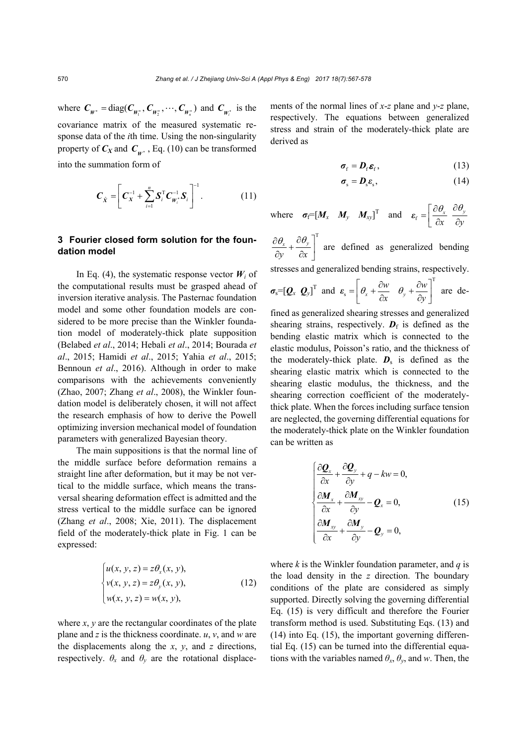where $\boldsymbol{C}_{\boldsymbol{W}^*} = \text{diag}(\boldsymbol{C}_{\boldsymbol{W}_1^*}, \boldsymbol{C}_{\boldsymbol{W}_2^*}, \cdots, \boldsymbol{C}_{\boldsymbol{W}_n^*})$ and $\boldsymbol{C}_{\boldsymbol{W}_i^*}$ is the covariance matrix of the measured systematic response data of the *i*th time. Using the non-singularity property of $\boldsymbol{C}_{\boldsymbol{X}}$ and $\boldsymbol{C}_{\boldsymbol{W}^*}$, Eq. (10) can be transformed into the summation form of

$$\boldsymbol{C}_{\hat{\boldsymbol{X}}} = \left[ \boldsymbol{C}_{\boldsymbol{X}}^{-1} + \sum_{i=1}^{n} \boldsymbol{S}_i^{\mathrm{T}} \boldsymbol{C}_{\boldsymbol{W}_i^*}^{-1} \boldsymbol{S}_i \right]^{-1}. \tag{11}$$

## 3 Fourier closed form solution for the foundation model

In Eq. (4), the systematic response vector $\boldsymbol{W}_i$ of the computational results must be grasped ahead of inversion iterative analysis. The Pasternac foundation model and some other foundation models are considered to be more precise than the Winkler foundation model of moderately-thick plate supposition (Belabed *et al*., 2014; Hebali *et al*., 2014; Bourada *et al*., 2015; Hamidi *et al*., 2015; Yahia *et al*., 2015; Bennoun *et al*., 2016). Although in order to make comparisons with the achievements conveniently (Zhao, 2007; Zhang *et al*., 2008), the Winkler foundation model is deliberately chosen, it will not affect the research emphasis of how to derive the Powell optimizing inversion mechanical model of foundation parameters with generalized Bayesian theory.

The main suppositions is that the normal line of the middle surface before deformation remains a straight line after deformation, but it may be not vertical to the middle surface, which means the transversal shearing deformation effect is admitted and the stress vertical to the middle surface can be ignored (Zhang *et al*., 2008; Xie, 2011). The displacement field of the moderately-thick plate in Fig. 1 can be expressed:

$$\begin{cases} u(x, y, z) = z\theta_x(x, y), \\ v(x, y, z) = z\theta_y(x, y), \\ w(x, y, z) = w(x, y), \end{cases} \tag{12}$$

where $x$, $y$ are the rectangular coordinates of the plate plane and $z$ is the thickness coordinate. $u$, $v$, and $w$ are the displacements along the $x$, $y$, and $z$ directions, respectively. $\theta_x$ and $\theta_y$ are the rotational displacements of the normal lines of *x*-*z* plane and *y*-*z* plane, respectively. The equations between generalized stress and strain of the moderately-thick plate are derived as

$$\boldsymbol{\sigma}_{\mathrm{f}} = \boldsymbol{D}_{\mathrm{f}} \boldsymbol{\varepsilon}_{\mathrm{f}}, \tag{13}$$

$$\boldsymbol{\sigma}_{\mathrm{s}} = \boldsymbol{D}_{\mathrm{s}} \boldsymbol{\varepsilon}_{\mathrm{s}}, \tag{14}$$

where $\boldsymbol{\sigma}_{\mathrm{f}} = [\boldsymbol{M}_x \quad \boldsymbol{M}_y \quad \boldsymbol{M}_{xy}]^{\mathrm{T}}$ and $\boldsymbol{\varepsilon}_{\mathrm{f}} = \left[ \dfrac{\partial \theta_x}{\partial x} \quad \dfrac{\partial \theta_y}{\partial y} \quad \dfrac{\partial \theta_x}{\partial y} + \dfrac{\partial \theta_y}{\partial x} \right]^{\mathrm{T}}$ are defined as generalized bending stresses and generalized bending strains, respectively. $\boldsymbol{\sigma}_{\mathrm{s}} = [\boldsymbol{Q}_x \quad \boldsymbol{Q}_y]^{\mathrm{T}}$ and $\boldsymbol{\varepsilon}_{\mathrm{s}} = \left[ \theta_x + \dfrac{\partial w}{\partial x} \quad \theta_y + \dfrac{\partial w}{\partial y} \right]^{\mathrm{T}}$ are defined as generalized shearing stresses and generalized shearing strains, respectively. $\boldsymbol{D}_{\mathrm{f}}$ is defined as the bending elastic matrix which is connected to the elastic modulus, Poisson's ratio, and the thickness of the moderately-thick plate. $\boldsymbol{D}_{\mathrm{s}}$ is defined as the shearing elastic matrix which is connected to the shearing elastic modulus, the thickness, and the shearing correction coefficient of the moderately-thick plate. When the forces including surface tension are neglected, the governing differential equations for the moderately-thick plate on the Winkler foundation can be written as

$$\begin{cases} \dfrac{\partial \boldsymbol{Q}_x}{\partial x} + \dfrac{\partial \boldsymbol{Q}_y}{\partial y} + q - kw = 0, \\ \dfrac{\partial \boldsymbol{M}_x}{\partial x} + \dfrac{\partial \boldsymbol{M}_{xy}}{\partial y} - \boldsymbol{Q}_x = 0, \\ \dfrac{\partial \boldsymbol{M}_{xy}}{\partial x} + \dfrac{\partial \boldsymbol{M}_y}{\partial y} - \boldsymbol{Q}_y = 0, \end{cases} \tag{15}$$

where $k$ is the Winkler foundation parameter, and $q$ is the load density in the $z$ direction. The boundary conditions of the plate are considered as simply supported. Directly solving the governing differential Eq. (15) is very difficult and therefore the Fourier transform method is used. Substituting Eqs. (13) and (14) into Eq. (15), the important governing differential Eq. (15) can be turned into the differential equations with the variables named $\theta_x$, $\theta_y$, and $w$. Then, the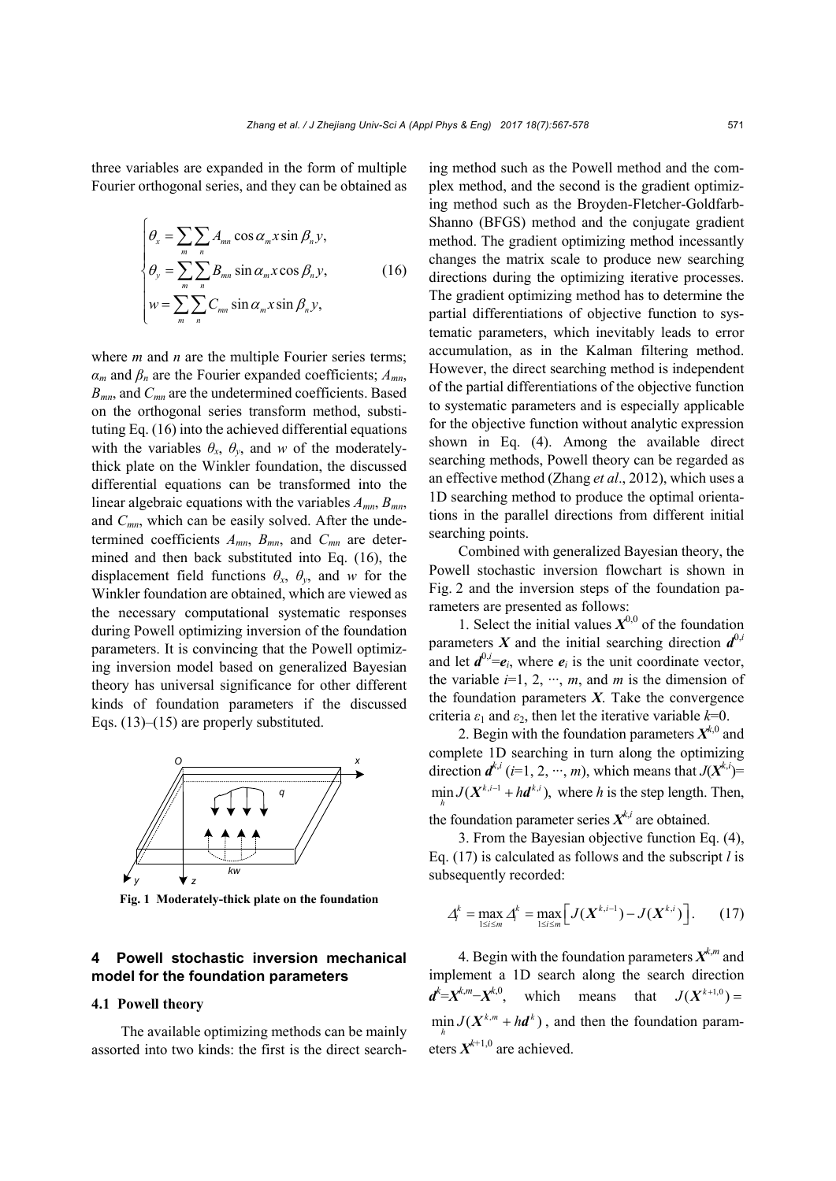three variables are expanded in the form of multiple Fourier orthogonal series, and they can be obtained as

$$\begin{cases} \theta_x = \sum_m \sum_n A_{mn} \cos\alpha_m x \sin\beta_n y, \\ \theta_y = \sum_m \sum_n B_{mn} \sin\alpha_m x \cos\beta_n y, \\ w = \sum_m \sum_n C_{mn} \sin\alpha_m x \sin\beta_n y, \end{cases} \tag{16}$$

where $m$ and $n$ are the multiple Fourier series terms; $\alpha_m$ and $\beta_n$ are the Fourier expanded coefficients; $A_{mn}$, $B_{mn}$, and $C_{mn}$ are the undetermined coefficients. Based on the orthogonal series transform method, substituting Eq. (16) into the achieved differential equations with the variables $\theta_x$, $\theta_y$, and $w$ of the moderately-thick plate on the Winkler foundation, the discussed differential equations can be transformed into the linear algebraic equations with the variables $A_{mn}$, $B_{mn}$, and $C_{mn}$, which can be easily solved. After the undetermined coefficients $A_{mn}$, $B_{mn}$, and $C_{mn}$ are determined and then back substituted into Eq. (16), the displacement field functions $\theta_x$, $\theta_y$, and $w$ for the Winkler foundation are obtained, which are viewed as the necessary computational systematic responses during Powell optimizing inversion of the foundation parameters. It is convincing that the Powell optimizing inversion model based on generalized Bayesian theory has universal significance for other different kinds of foundation parameters if the discussed Eqs. (13)–(15) are properly substituted.

**Fig. 1 Moderately-thick plate on the foundation**

## 4 Powell stochastic inversion mechanical model for the foundation parameters

### 4.1 Powell theory

The available optimizing methods can be mainly assorted into two kinds: the first is the direct searching method such as the Powell method and the complex method, and the second is the gradient optimizing method such as the Broyden-Fletcher-Goldfarb-Shanno (BFGS) method and the conjugate gradient method. The gradient optimizing method incessantly changes the matrix scale to produce new searching directions during the optimizing iterative processes. The gradient optimizing method has to determine the partial differentiations of objective function to systematic parameters, which inevitably leads to error accumulation, as in the Kalman filtering method. However, the direct searching method is independent of the partial differentiations of the objective function to systematic parameters and is especially applicable for the objective function without analytic expression shown in Eq. (4). Among the available direct searching methods, Powell theory can be regarded as an effective method (Zhang *et al*., 2012), which uses a 1D searching method to produce the optimal orientations in the parallel directions from different initial searching points.

Combined with generalized Bayesian theory, the Powell stochastic inversion flowchart is shown in Fig. 2 and the inversion steps of the foundation parameters are presented as follows:

1. Select the initial values $\boldsymbol{X}^{0,0}$ of the foundation parameters $\boldsymbol{X}$ and the initial searching direction $\boldsymbol{d}^{0,i}$ and let $\boldsymbol{d}^{0,i}=\boldsymbol{e}_i$, where $\boldsymbol{e}_i$ is the unit coordinate vector, the variable $i$=1, 2, ···, $m$, and $m$ is the dimension of the foundation parameters $\boldsymbol{X}$. Take the convergence criteria $\varepsilon_1$ and $\varepsilon_2$, then let the iterative variable $k$=0.

2. Begin with the foundation parameters $\boldsymbol{X}^{k,0}$ and complete 1D searching in turn along the optimizing direction $\boldsymbol{d}^{k,i}$ ($i$=1, 2, ···, $m$), which means that $J(\boldsymbol{X}^{k,i})=\min_h J(\boldsymbol{X}^{k,i-1}+h\boldsymbol{d}^{k,i})$, where $h$ is the step length. Then, the foundation parameter series $\boldsymbol{X}^{k,i}$ are obtained.

3. From the Bayesian objective function Eq. (4), Eq. (17) is calculated as follows and the subscript $l$ is subsequently recorded:

$$\Delta_l^k = \max_{1\le i\le m} \Delta_i^k = \max_{1\le i\le m}\left[J(\boldsymbol{X}^{k,i-1}) - J(\boldsymbol{X}^{k,i})\right]. \tag{17}$$

4. Begin with the foundation parameters $\boldsymbol{X}^{k,m}$ and implement a 1D search along the search direction $\boldsymbol{d}^k=\boldsymbol{X}^{k,m}-\boldsymbol{X}^{k,0}$, which means that $J(\boldsymbol{X}^{k+1,0}) = \min_h J(\boldsymbol{X}^{k,m}+h\boldsymbol{d}^k)$, and then the foundation parameters $\boldsymbol{X}^{k+1,0}$ are achieved.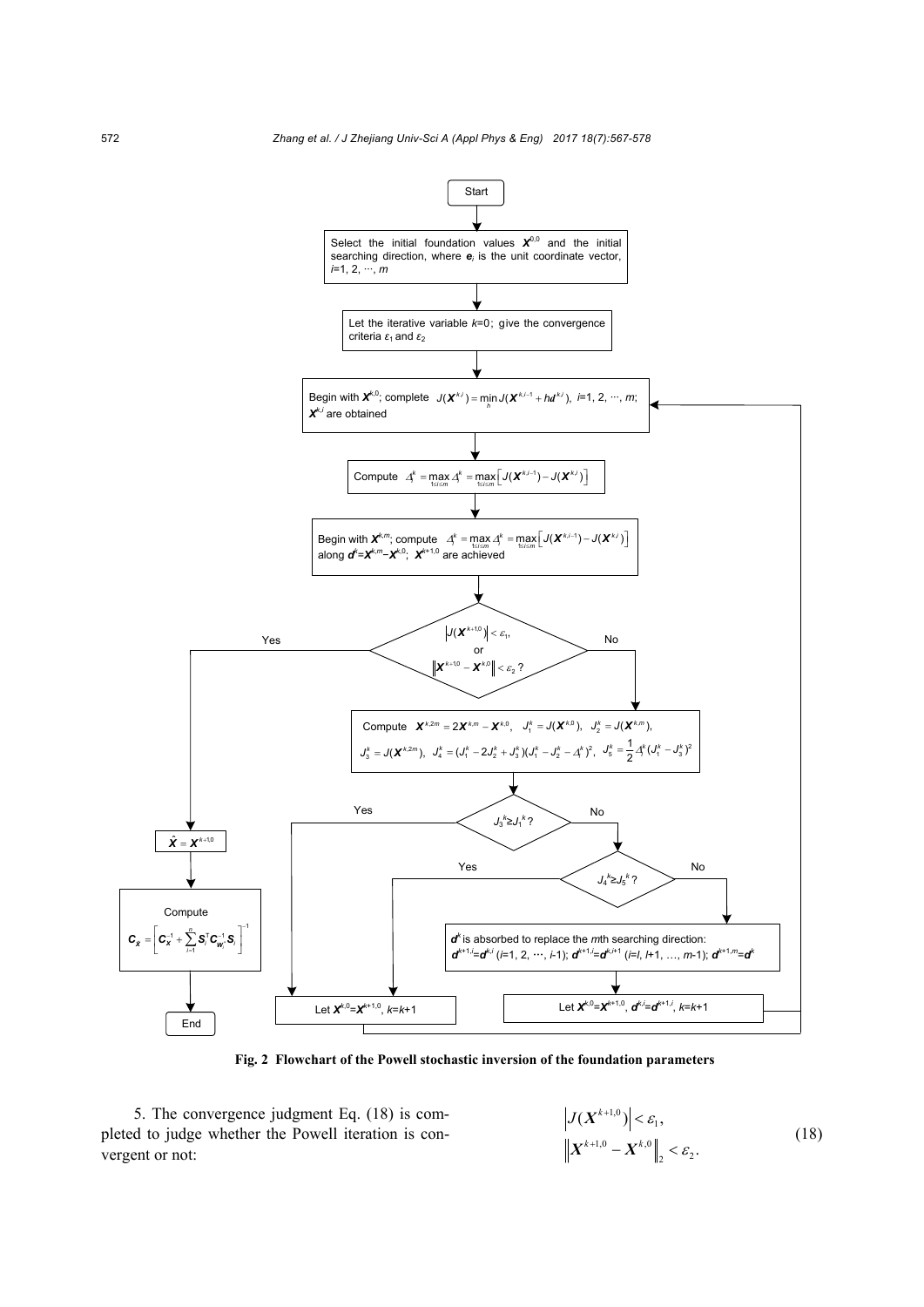Start

Select the initial foundation values $\boldsymbol{X}^{0,0}$ and the initial searching direction, where $\boldsymbol{e}_i$ is the unit coordinate vector, $i$=1, 2, ⋯, $m$

Let the iterative variable $k$=0; give the convergence criteria $\varepsilon_1$ and $\varepsilon_2$

Begin with $\boldsymbol{X}^{k,0}$; complete $J(\boldsymbol{X}^{k,i}) = \min_h J(\boldsymbol{X}^{k,i-1} + h\boldsymbol{d}^{k,i})$, $i$=1, 2, ⋯, $m$; $\boldsymbol{X}^{k,i}$ are obtained

Compute $\Delta^k = \max_{1\le i\le m} \Delta^k = \max_{1\le i\le m}\left[J(\boldsymbol{X}^{k,i-1}) - J(\boldsymbol{X}^{k,i})\right]$

Begin with $\boldsymbol{X}^{k,m}$; compute $\Delta^k = \max_{1\le i\le m} \Delta^k = \max_{1\le i\le m}\left[J(\boldsymbol{X}^{k,i-1}) - J(\boldsymbol{X}^{k,i})\right]$ along $\boldsymbol{d}^k$=$\boldsymbol{X}^{k,m}$−$\boldsymbol{X}^{k,0}$; $\boldsymbol{X}^{k+1,0}$ are achieved

$\left|J(\boldsymbol{X}^{k+1,0})\right| < \varepsilon_1$, or $\left\|\boldsymbol{X}^{k+1,0} - \boldsymbol{X}^{k,0}\right\| < \varepsilon_2$ ?

Yes: $\hat{\boldsymbol{X}} = \boldsymbol{X}^{k+1,0}$ → Compute $\boldsymbol{C}_{\hat{\boldsymbol{X}}} = \left[\boldsymbol{C}_{\boldsymbol{X}}^{-1} + \sum_{i=1}^{n} \boldsymbol{S}_i^{\mathrm{T}} \boldsymbol{C}_{\boldsymbol{w}_i}^{-1} \boldsymbol{S}_i\right]^{-1}$ → End

No: Compute $\boldsymbol{X}^{k,2m} = 2\boldsymbol{X}^{k,m} - \boldsymbol{X}^{k,0}$, $J_1^k = J(\boldsymbol{X}^{k,0})$, $J_2^k = J(\boldsymbol{X}^{k,m})$, $J_3^k = J(\boldsymbol{X}^{k,2m})$, $J_4^k = (J_1^k - 2J_2^k + J_3^k)(J_1^k - J_2^k - \Delta^k)^2$, $J_5^k = \frac{1}{2}\Delta^k (J_1^k - J_3^k)^2$

$J_3^k \ge J_1^k$ ?

Yes: Let $\boldsymbol{X}^{k,0}$=$\boldsymbol{X}^{k+1,0}$, $k$=$k$+1

No: $J_4^k \ge J_5^k$ ?

Yes: Let $\boldsymbol{X}^{k,0}$=$\boldsymbol{X}^{k+1,0}$, $k$=$k$+1

No: $\boldsymbol{d}^k$ is absorbed to replace the $m$th searching direction: $\boldsymbol{d}^{k+1,i}$=$\boldsymbol{d}^{k,i}$ ($i$=1, 2, ⋯, $l$-1); $\boldsymbol{d}^{k+1,i}$=$\boldsymbol{d}^{k,i+1}$ ($i$=$l$, $l$+1, …, $m$-1); $\boldsymbol{d}^{k+1,m}$=$\boldsymbol{d}^k$ → Let $\boldsymbol{X}^{k,0}$=$\boldsymbol{X}^{k+1,0}$, $\boldsymbol{d}^{k,i}$=$\boldsymbol{d}^{k+1,i}$, $k$=$k$+1

**Fig. 2 Flowchart of the Powell stochastic inversion of the foundation parameters**

5. The convergence judgment Eq. (18) is completed to judge whether the Powell iteration is convergent or not:

$$\begin{aligned}&\left|J(\boldsymbol{X}^{k+1,0})\right| < \varepsilon_1,\\&\left\|\boldsymbol{X}^{k+1,0} - \boldsymbol{X}^{k,0}\right\|_2 < \varepsilon_2.\end{aligned} \tag{18}$$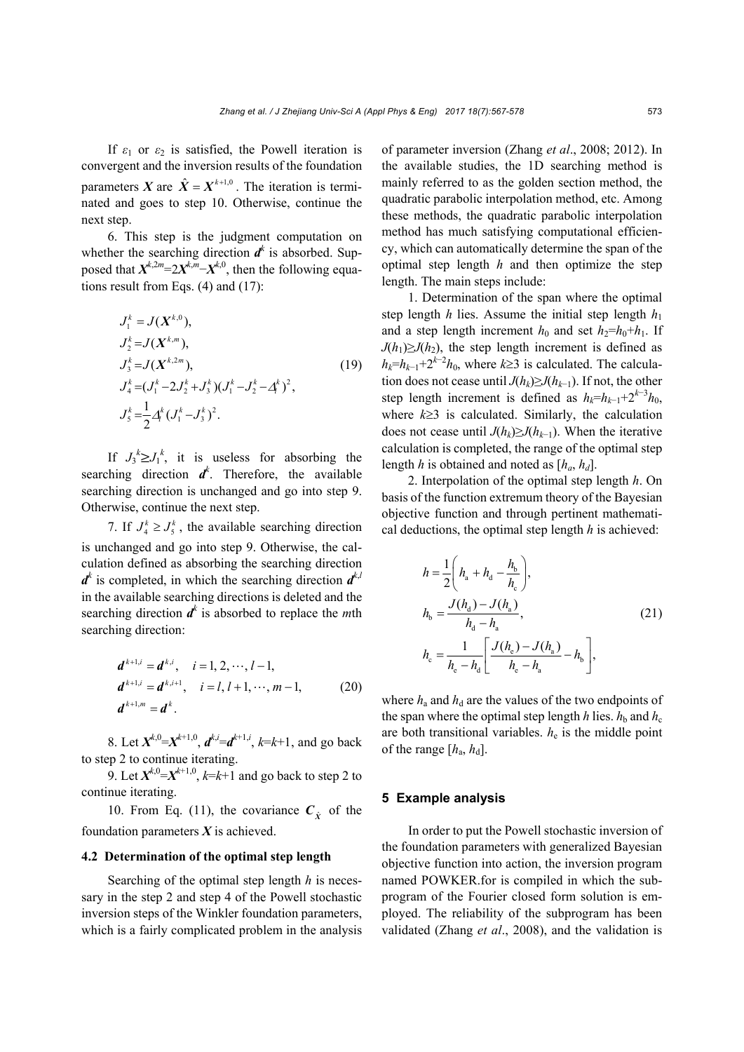If $\varepsilon_1$ or $\varepsilon_2$ is satisfied, the Powell iteration is convergent and the inversion results of the foundation parameters $\boldsymbol{X}$ are $\hat{\boldsymbol{X}} = \boldsymbol{X}^{k+1,0}$. The iteration is terminated and goes to step 10. Otherwise, continue the next step.

6. This step is the judgment computation on whether the searching direction $\boldsymbol{d}^k$ is absorbed. Supposed that $\boldsymbol{X}^{k,2m}=2\boldsymbol{X}^{k,m}-\boldsymbol{X}^{k,0}$, then the following equations result from Eqs. (4) and (17):

$$
\begin{aligned}
&J_1^k = J(\boldsymbol{X}^{k,0}),\\
&J_2^k = J(\boldsymbol{X}^{k,m}),\\
&J_3^k = J(\boldsymbol{X}^{k,2m}),\\
&J_4^k = (J_1^k - 2J_2^k + J_3^k)(J_1^k - J_2^k - \Delta_l^k)^2,\\
&J_5^k = \frac{1}{2}\Delta_l^k (J_1^k - J_3^k)^2.
\end{aligned} \tag{19}
$$

If $J_3^k \geq J_1^k$, it is useless for absorbing the searching direction $\boldsymbol{d}^k$. Therefore, the available searching direction is unchanged and go into step 9. Otherwise, continue the next step.

7. If $J_4^k \geq J_5^k$, the available searching direction is unchanged and go into step 9. Otherwise, the calculation defined as absorbing the searching direction $\boldsymbol{d}^k$ is completed, in which the searching direction $\boldsymbol{d}^{k,l}$ in the available searching directions is deleted and the searching direction $\boldsymbol{d}^k$ is absorbed to replace the $m$th searching direction:

$$
\begin{aligned}
&\boldsymbol{d}^{k+1,i} = \boldsymbol{d}^{k,i}, \quad i = 1, 2, \cdots, l-1,\\
&\boldsymbol{d}^{k+1,i} = \boldsymbol{d}^{k,i+1}, \quad i = l, l+1, \cdots, m-1,\\
&\boldsymbol{d}^{k+1,m} = \boldsymbol{d}^k.
\end{aligned} \tag{20}
$$

8. Let $\boldsymbol{X}^{k,0}=\boldsymbol{X}^{k+1,0}$, $\boldsymbol{d}^{k,i}=\boldsymbol{d}^{k+1,i}$, $k=k+1$, and go back to step 2 to continue iterating.

9. Let $\boldsymbol{X}^{k,0}=\boldsymbol{X}^{k+1,0}$, $k=k+1$ and go back to step 2 to continue iterating.

10. From Eq. (11), the covariance $\boldsymbol{C}_{\hat{\boldsymbol{X}}}$ of the foundation parameters $\boldsymbol{X}$ is achieved.

### 4.2 Determination of the optimal step length

Searching of the optimal step length $h$ is necessary in the step 2 and step 4 of the Powell stochastic inversion steps of the Winkler foundation parameters, which is a fairly complicated problem in the analysis of parameter inversion (Zhang *et al*., 2008; 2012). In the available studies, the 1D searching method is mainly referred to as the golden section method, the quadratic parabolic interpolation method, etc. Among these methods, the quadratic parabolic interpolation method has much satisfying computational efficiency, which can automatically determine the span of the optimal step length $h$ and then optimize the step length. The main steps include:

1. Determination of the span where the optimal step length $h$ lies. Assume the initial step length $h_1$ and a step length increment $h_0$ and set $h_2=h_0+h_1$. If $J(h_1)\geq J(h_2)$, the step length increment is defined as $h_k=h_{k-1}+2^{k-2}h_0$, where $k\geq 3$ is calculated. The calculation does not cease until $J(h_k)\geq J(h_{k-1})$. If not, the other step length increment is defined as $h_k=h_{k-1}+2^{k-3}h_0$, where $k\geq 3$ is calculated. Similarly, the calculation does not cease until $J(h_k)\geq J(h_{k-1})$. When the iterative calculation is completed, the range of the optimal step length $h$ is obtained and noted as $[h_a, h_d]$.

2. Interpolation of the optimal step length $h$. On basis of the function extremum theory of the Bayesian objective function and through pertinent mathematical deductions, the optimal step length $h$ is achieved:

$$
\begin{aligned}
&h = \frac{1}{2}\left(h_a + h_d - \frac{h_b}{h_c}\right),\\
&h_b = \frac{J(h_d) - J(h_a)}{h_d - h_a},\\
&h_c = \frac{1}{h_e - h_d}\left[\frac{J(h_e) - J(h_a)}{h_e - h_a} - h_b\right],
\end{aligned} \tag{21}
$$

where $h_a$ and $h_d$ are the values of the two endpoints of the span where the optimal step length $h$ lies. $h_b$ and $h_c$ are both transitional variables. $h_e$ is the middle point of the range $[h_a, h_d]$.

## 5 Example analysis

In order to put the Powell stochastic inversion of the foundation parameters with generalized Bayesian objective function into action, the inversion program named POWKER.for is compiled in which the subprogram of the Fourier closed form solution is employed. The reliability of the subprogram has been validated (Zhang *et al*., 2008), and the validation is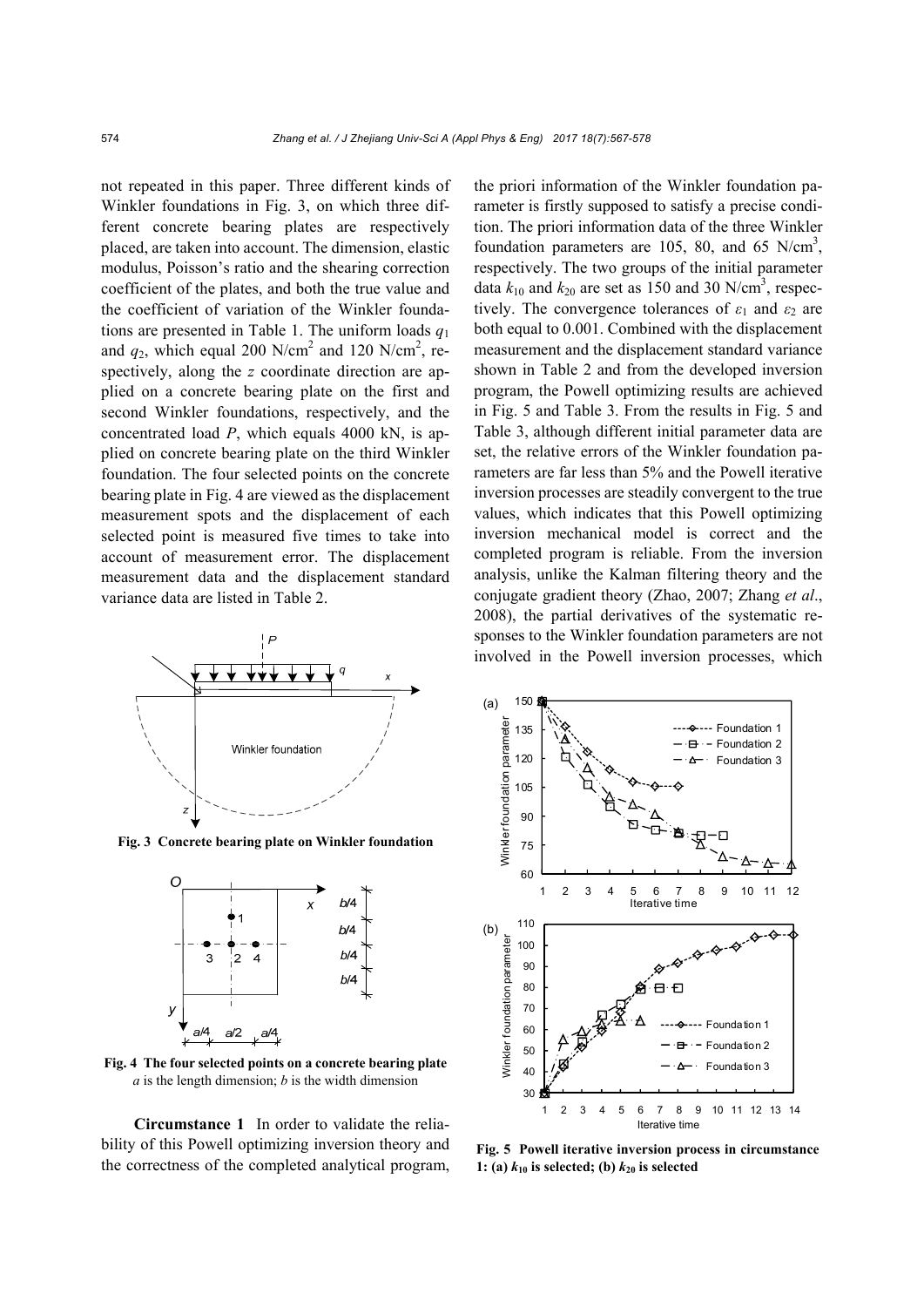not repeated in this paper. Three different kinds of Winkler foundations in Fig. 3, on which three different concrete bearing plates are respectively placed, are taken into account. The dimension, elastic modulus, Poisson's ratio and the shearing correction coefficient of the plates, and both the true value and the coefficient of variation of the Winkler foundations are presented in Table 1. The uniform loads $q_1$ and $q_2$, which equal 200 N/cm$^2$ and 120 N/cm$^2$, respectively, along the $z$ coordinate direction are applied on a concrete bearing plate on the first and second Winkler foundations, respectively, and the concentrated load $P$, which equals 4000 kN, is applied on concrete bearing plate on the third Winkler foundation. The four selected points on the concrete bearing plate in Fig. 4 are viewed as the displacement measurement spots and the displacement of each selected point is measured five times to take into account of measurement error. The displacement measurement data and the displacement standard variance data are listed in Table 2.

**Fig. 3 Concrete bearing plate on Winkler foundation**

**Fig. 4 The four selected points on a concrete bearing plate**
$a$ is the length dimension; $b$ is the width dimension

**Circumstance 1** In order to validate the reliability of this Powell optimizing inversion theory and the correctness of the completed analytical program, the priori information of the Winkler foundation parameter is firstly supposed to satisfy a precise condition. The priori information data of the three Winkler foundation parameters are 105, 80, and 65 N/cm$^3$, respectively. The two groups of the initial parameter data $k_{10}$ and $k_{20}$ are set as 150 and 30 N/cm$^3$, respectively. The convergence tolerances of $\varepsilon_1$ and $\varepsilon_2$ are both equal to 0.001. Combined with the displacement measurement and the displacement standard variance shown in Table 2 and from the developed inversion program, the Powell optimizing results are achieved in Fig. 5 and Table 3. From the results in Fig. 5 and Table 3, although different initial parameter data are set, the relative errors of the Winkler foundation parameters are far less than 5% and the Powell iterative inversion processes are steadily convergent to the true values, which indicates that this Powell optimizing inversion mechanical model is correct and the completed program is reliable. From the inversion analysis, unlike the Kalman filtering theory and the conjugate gradient theory (Zhao, 2007; Zhang *et al*., 2008), the partial derivatives of the systematic responses to the Winkler foundation parameters are not involved in the Powell inversion processes, which

**Fig. 5 Powell iterative inversion process in circumstance 1: (a) $k_{10}$ is selected; (b) $k_{20}$ is selected**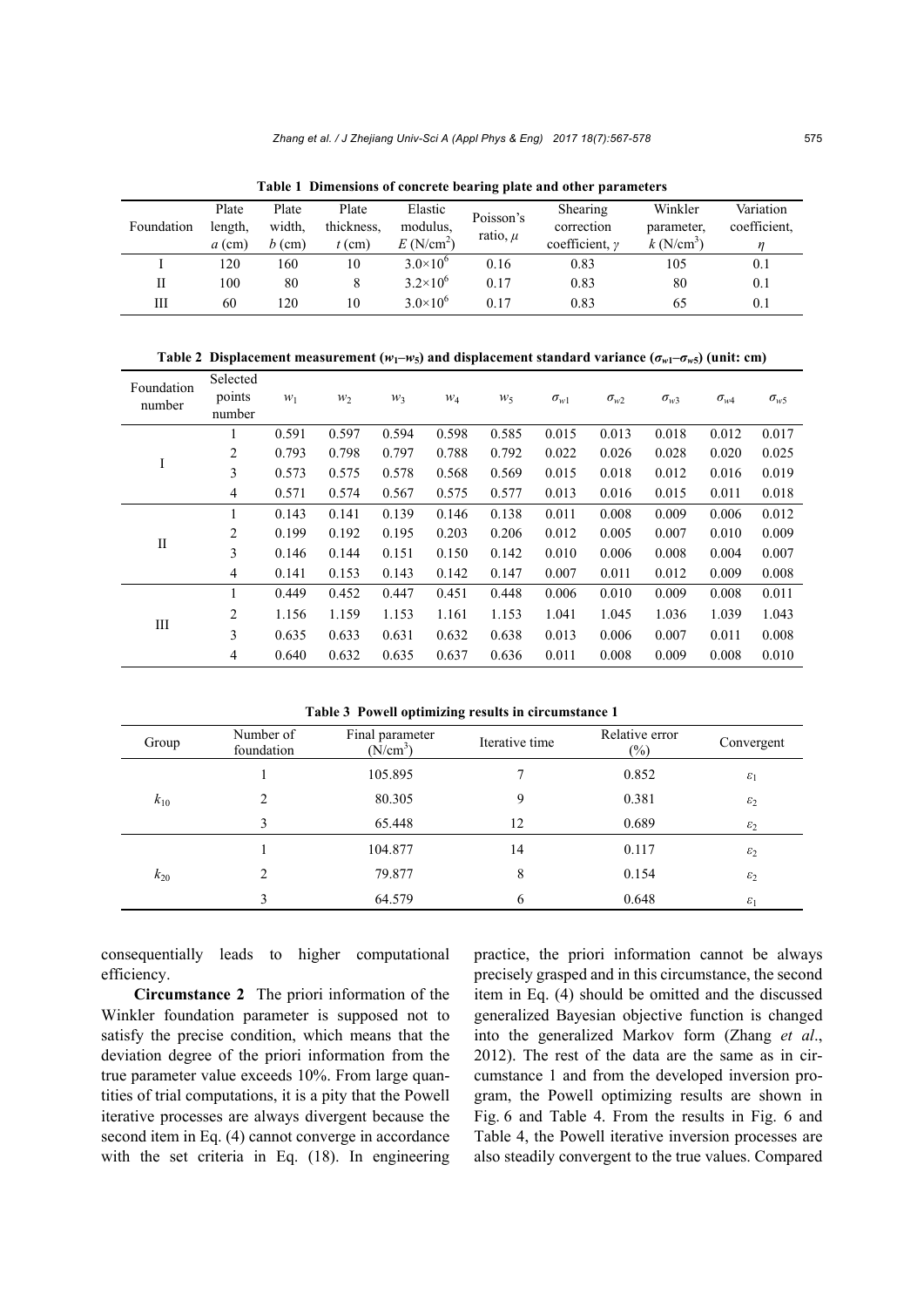**Table 1 Dimensions of concrete bearing plate and other parameters**

| Foundation | Plate length, $a$ (cm) | Plate width, $b$ (cm) | Plate thickness, $t$ (cm) | Elastic modulus, $E$ (N/cm$^2$) | Poisson's ratio, $\mu$ | Shearing correction coefficient, $\gamma$ | Winkler parameter, $k$ (N/cm$^3$) | Variation coefficient, $\eta$ |
|---|---|---|---|---|---|---|---|---|
| I | 120 | 160 | 10 | $3.0\times10^6$ | 0.16 | 0.83 | 105 | 0.1 |
| II | 100 | 80 | 8 | $3.2\times10^6$ | 0.17 | 0.83 | 80 | 0.1 |
| III | 60 | 120 | 10 | $3.0\times10^6$ | 0.17 | 0.83 | 65 | 0.1 |

**Table 2 Displacement measurement ($w_1$–$w_5$) and displacement standard variance ($\sigma_{w1}$–$\sigma_{w5}$) (unit: cm)**

| Foundation number | Selected points number | $w_1$ | $w_2$ | $w_3$ | $w_4$ | $w_5$ | $\sigma_{w1}$ | $\sigma_{w2}$ | $\sigma_{w3}$ | $\sigma_{w4}$ | $\sigma_{w5}$ |
|---|---|---|---|---|---|---|---|---|---|---|---|
| I | 1 | 0.591 | 0.597 | 0.594 | 0.598 | 0.585 | 0.015 | 0.013 | 0.018 | 0.012 | 0.017 |
| | 2 | 0.793 | 0.798 | 0.797 | 0.788 | 0.792 | 0.022 | 0.026 | 0.028 | 0.020 | 0.025 |
| | 3 | 0.573 | 0.575 | 0.578 | 0.568 | 0.569 | 0.015 | 0.018 | 0.012 | 0.016 | 0.019 |
| | 4 | 0.571 | 0.574 | 0.567 | 0.575 | 0.577 | 0.013 | 0.016 | 0.015 | 0.011 | 0.018 |
| II | 1 | 0.143 | 0.141 | 0.139 | 0.146 | 0.138 | 0.011 | 0.008 | 0.009 | 0.006 | 0.012 |
| | 2 | 0.199 | 0.192 | 0.195 | 0.203 | 0.206 | 0.012 | 0.005 | 0.007 | 0.010 | 0.009 |
| | 3 | 0.146 | 0.144 | 0.151 | 0.150 | 0.142 | 0.010 | 0.006 | 0.008 | 0.004 | 0.007 |
| | 4 | 0.141 | 0.153 | 0.143 | 0.142 | 0.147 | 0.007 | 0.011 | 0.012 | 0.009 | 0.008 |
| III | 1 | 0.449 | 0.452 | 0.447 | 0.451 | 0.448 | 0.006 | 0.010 | 0.009 | 0.008 | 0.011 |
| | 2 | 1.156 | 1.159 | 1.153 | 1.161 | 1.153 | 1.041 | 1.045 | 1.036 | 1.039 | 1.043 |
| | 3 | 0.635 | 0.633 | 0.631 | 0.632 | 0.638 | 0.013 | 0.006 | 0.007 | 0.011 | 0.008 |
| | 4 | 0.640 | 0.632 | 0.635 | 0.637 | 0.636 | 0.011 | 0.008 | 0.009 | 0.008 | 0.010 |

**Table 3 Powell optimizing results in circumstance 1**

| Group | Number of foundation | Final parameter (N/cm$^3$) | Iterative time | Relative error (%) | Convergent |
|---|---|---|---|---|---|
| $k_{10}$ | 1 | 105.895 | 7 | 0.852 | $\varepsilon_1$ |
| | 2 | 80.305 | 9 | 0.381 | $\varepsilon_2$ |
| | 3 | 65.448 | 12 | 0.689 | $\varepsilon_2$ |
| $k_{20}$ | 1 | 104.877 | 14 | 0.117 | $\varepsilon_2$ |
| | 2 | 79.877 | 8 | 0.154 | $\varepsilon_2$ |
| | 3 | 64.579 | 6 | 0.648 | $\varepsilon_1$ |

consequentially leads to higher computational efficiency.

**Circumstance 2** The priori information of the Winkler foundation parameter is supposed not to satisfy the precise condition, which means that the deviation degree of the priori information from the true parameter value exceeds 10%. From large quantities of trial computations, it is a pity that the Powell iterative processes are always divergent because the second item in Eq. (4) cannot converge in accordance with the set criteria in Eq. (18). In engineering practice, the priori information cannot be always precisely grasped and in this circumstance, the second item in Eq. (4) should be omitted and the discussed generalized Bayesian objective function is changed into the generalized Markov form (Zhang *et al*., 2012). The rest of the data are the same as in circumstance 1 and from the developed inversion program, the Powell optimizing results are shown in Fig. 6 and Table 4. From the results in Fig. 6 and Table 4, the Powell iterative inversion processes are also steadily convergent to the true values. Compared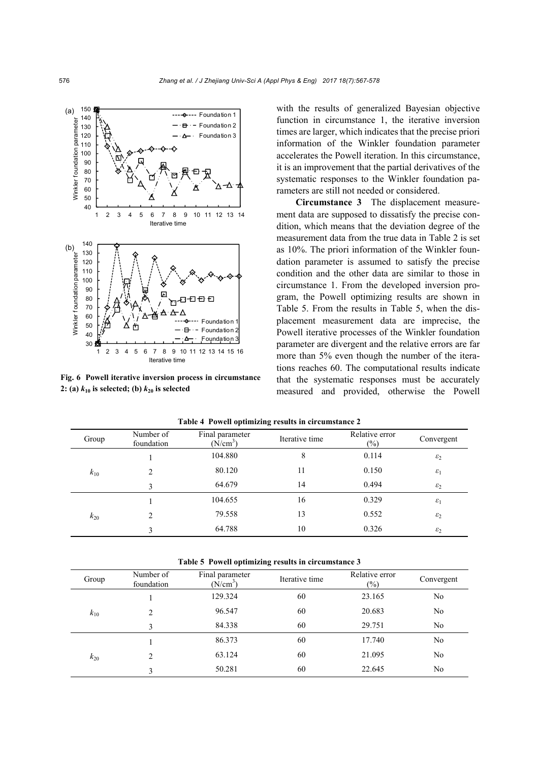Fig. 6 Powell iterative inversion process in circumstance 2: (a) $k_{10}$ is selected; (b) $k_{20}$ is selected

with the results of generalized Bayesian objective function in circumstance 1, the iterative inversion times are larger, which indicates that the precise priori information of the Winkler foundation parameter accelerates the Powell iteration. In this circumstance, it is an improvement that the partial derivatives of the systematic responses to the Winkler foundation parameters are still not needed or considered.

**Circumstance 3** The displacement measurement data are supposed to dissatisfy the precise condition, which means that the deviation degree of the measurement data from the true data in Table 2 is set as 10%. The priori information of the Winkler foundation parameter is assumed to satisfy the precise condition and the other data are similar to those in circumstance 1. From the developed inversion program, the Powell optimizing results are shown in Table 5. From the results in Table 5, when the displacement measurement data are imprecise, the Powell iterative processes of the Winkler foundation parameter are divergent and the relative errors are far more than 5% even though the number of the iterations reaches 60. The computational results indicate that the systematic responses must be accurately measured and provided, otherwise the Powell

**Table 4 Powell optimizing results in circumstance 2**

| Group | Number of foundation | Final parameter ($N/cm^3$) | Iterative time | Relative error (%) | Convergent |
|---|---|---|---|---|---|
| $k_{10}$ | 1 | 104.880 | 8 | 0.114 | $\varepsilon_2$ |
| | 2 | 80.120 | 11 | 0.150 | $\varepsilon_1$ |
| | 3 | 64.679 | 14 | 0.494 | $\varepsilon_2$ |
| $k_{20}$ | 1 | 104.655 | 16 | 0.329 | $\varepsilon_1$ |
| | 2 | 79.558 | 13 | 0.552 | $\varepsilon_2$ |
| | 3 | 64.788 | 10 | 0.326 | $\varepsilon_2$ |

**Table 5 Powell optimizing results in circumstance 3**

| Group | Number of foundation | Final parameter ($N/cm^3$) | Iterative time | Relative error (%) | Convergent |
|---|---|---|---|---|---|
| $k_{10}$ | 1 | 129.324 | 60 | 23.165 | No |
| | 2 | 96.547 | 60 | 20.683 | No |
| | 3 | 84.338 | 60 | 29.751 | No |
| $k_{20}$ | 1 | 86.373 | 60 | 17.740 | No |
| | 2 | 63.124 | 60 | 21.095 | No |
| | 3 | 50.281 | 60 | 22.645 | No |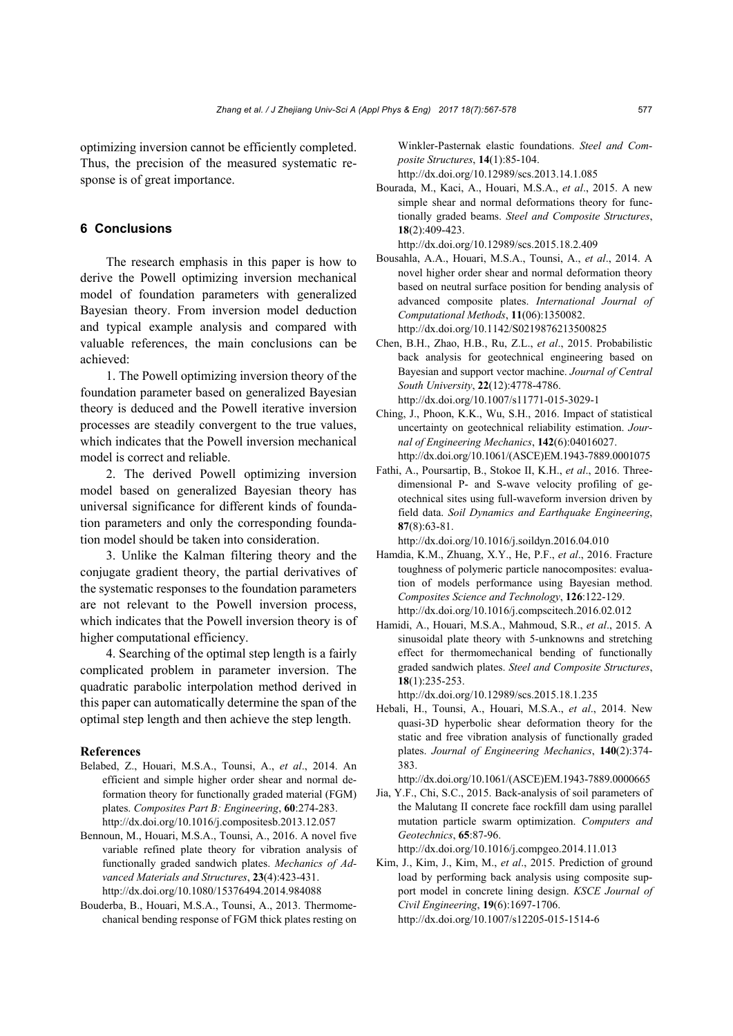optimizing inversion cannot be efficiently completed. Thus, the precision of the measured systematic response is of great importance.

## 6 Conclusions

The research emphasis in this paper is how to derive the Powell optimizing inversion mechanical model of foundation parameters with generalized Bayesian theory. From inversion model deduction and typical example analysis and compared with valuable references, the main conclusions can be achieved:

1. The Powell optimizing inversion theory of the foundation parameter based on generalized Bayesian theory is deduced and the Powell iterative inversion processes are steadily convergent to the true values, which indicates that the Powell inversion mechanical model is correct and reliable.

2. The derived Powell optimizing inversion model based on generalized Bayesian theory has universal significance for different kinds of foundation parameters and only the corresponding foundation model should be taken into consideration.

3. Unlike the Kalman filtering theory and the conjugate gradient theory, the partial derivatives of the systematic responses to the foundation parameters are not relevant to the Powell inversion process, which indicates that the Powell inversion theory is of higher computational efficiency.

4. Searching of the optimal step length is a fairly complicated problem in parameter inversion. The quadratic parabolic interpolation method derived in this paper can automatically determine the span of the optimal step length and then achieve the step length.

### References

Belabed, Z., Houari, M.S.A., Tounsi, A., *et al*., 2014. An efficient and simple higher order shear and normal deformation theory for functionally graded material (FGM) plates. *Composites Part B: Engineering*, **60**:274-283. http://dx.doi.org/10.1016/j.compositesb.2013.12.057

Bennoun, M., Houari, M.S.A., Tounsi, A., 2016. A novel five variable refined plate theory for vibration analysis of functionally graded sandwich plates. *Mechanics of Advanced Materials and Structures*, **23**(4):423-431. http://dx.doi.org/10.1080/15376494.2014.984088

Bouderba, B., Houari, M.S.A., Tounsi, A., 2013. Thermomechanical bending response of FGM thick plates resting on Winkler-Pasternak elastic foundations. *Steel and Composite Structures*, **14**(1):85-104. http://dx.doi.org/10.12989/scs.2013.14.1.085

Bourada, M., Kaci, A., Houari, M.S.A., *et al*., 2015. A new simple shear and normal deformations theory for functionally graded beams. *Steel and Composite Structures*, **18**(2):409-423. http://dx.doi.org/10.12989/scs.2015.18.2.409

Bousahla, A.A., Houari, M.S.A., Tounsi, A., *et al*., 2014. A novel higher order shear and normal deformation theory based on neutral surface position for bending analysis of advanced composite plates. *International Journal of Computational Methods*, **11**(06):1350082. http://dx.doi.org/10.1142/S0219876213500825

Chen, B.H., Zhao, H.B., Ru, Z.L., *et al*., 2015. Probabilistic back analysis for geotechnical engineering based on Bayesian and support vector machine. *Journal of Central South University*, **22**(12):4778-4786. http://dx.doi.org/10.1007/s11771-015-3029-1

Ching, J., Phoon, K.K., Wu, S.H., 2016. Impact of statistical uncertainty on geotechnical reliability estimation. *Journal of Engineering Mechanics*, **142**(6):04016027. http://dx.doi.org/10.1061/(ASCE)EM.1943-7889.0001075

Fathi, A., Poursartip, B., Stokoe II, K.H., *et al*., 2016. Three-dimensional P- and S-wave velocity profiling of geotechnical sites using full-waveform inversion driven by field data. *Soil Dynamics and Earthquake Engineering*, **87**(8):63-81. http://dx.doi.org/10.1016/j.soildyn.2016.04.010

Hamdia, K.M., Zhuang, X.Y., He, P.F., *et al*., 2016. Fracture toughness of polymeric particle nanocomposites: evaluation of models performance using Bayesian method. *Composites Science and Technology*, **126**:122-129. http://dx.doi.org/10.1016/j.compscitech.2016.02.012

Hamidi, A., Houari, M.S.A., Mahmoud, S.R., *et al*., 2015. A sinusoidal plate theory with 5-unknowns and stretching effect for thermomechanical bending of functionally graded sandwich plates. *Steel and Composite Structures*, **18**(1):235-253. http://dx.doi.org/10.12989/scs.2015.18.1.235

Hebali, H., Tounsi, A., Houari, M.S.A., *et al*., 2014. New quasi-3D hyperbolic shear deformation theory for the static and free vibration analysis of functionally graded plates. *Journal of Engineering Mechanics*, **140**(2):374-383. http://dx.doi.org/10.1061/(ASCE)EM.1943-7889.0000665

Jia, Y.F., Chi, S.C., 2015. Back-analysis of soil parameters of the Malutang II concrete face rockfill dam using parallel mutation particle swarm optimization. *Computers and Geotechnics*, **65**:87-96. http://dx.doi.org/10.1016/j.compgeo.2014.11.013

Kim, J., Kim, J., Kim, M., *et al*., 2015. Prediction of ground load by performing back analysis using composite support model in concrete lining design. *KSCE Journal of Civil Engineering*, **19**(6):1697-1706. http://dx.doi.org/10.1007/s12205-015-1514-6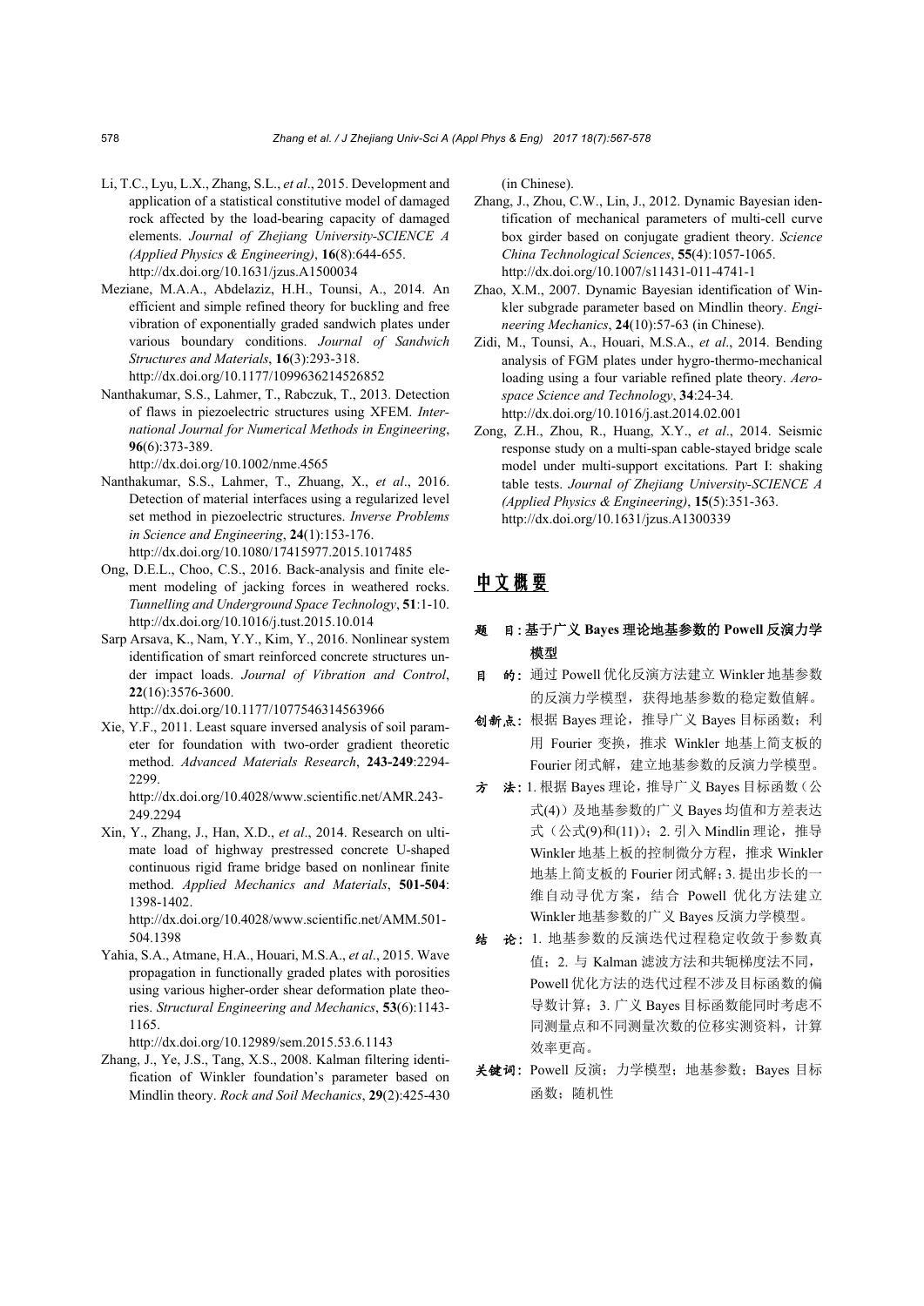Li, T.C., Lyu, L.X., Zhang, S.L., *et al*., 2015. Development and application of a statistical constitutive model of damaged rock affected by the load-bearing capacity of damaged elements. *Journal of Zhejiang University-SCIENCE A (Applied Physics & Engineering)*, **16**(8):644-655. http://dx.doi.org/10.1631/jzus.A1500034

Meziane, M.A.A., Abdelaziz, H.H., Tounsi, A., 2014. An efficient and simple refined theory for buckling and free vibration of exponentially graded sandwich plates under various boundary conditions. *Journal of Sandwich Structures and Materials*, **16**(3):293-318. http://dx.doi.org/10.1177/1099636214526852

Nanthakumar, S.S., Lahmer, T., Rabczuk, T., 2013. Detection of flaws in piezoelectric structures using XFEM. *International Journal for Numerical Methods in Engineering*, **96**(6):373-389. http://dx.doi.org/10.1002/nme.4565

Nanthakumar, S.S., Lahmer, T., Zhuang, X., *et al*., 2016. Detection of material interfaces using a regularized level set method in piezoelectric structures. *Inverse Problems in Science and Engineering*, **24**(1):153-176. http://dx.doi.org/10.1080/17415977.2015.1017485

Ong, D.E.L., Choo, C.S., 2016. Back-analysis and finite element modeling of jacking forces in weathered rocks. *Tunnelling and Underground Space Technology*, **51**:1-10. http://dx.doi.org/10.1016/j.tust.2015.10.014

Sarp Arsava, K., Nam, Y.Y., Kim, Y., 2016. Nonlinear system identification of smart reinforced concrete structures under impact loads. *Journal of Vibration and Control*, **22**(16):3576-3600. http://dx.doi.org/10.1177/1077546314563966

Xie, Y.F., 2011. Least square inversed analysis of soil parameter for foundation with two-order gradient theoretic method. *Advanced Materials Research*, **243-249**:2294-2299. http://dx.doi.org/10.4028/www.scientific.net/AMR.243-249.2294

Xin, Y., Zhang, J., Han, X.D., *et al*., 2014. Research on ultimate load of highway prestressed concrete U-shaped continuous rigid frame bridge based on nonlinear finite method. *Applied Mechanics and Materials*, **501-504**: 1398-1402. http://dx.doi.org/10.4028/www.scientific.net/AMM.501-504.1398

Yahia, S.A., Atmane, H.A., Houari, M.S.A., *et al*., 2015. Wave propagation in functionally graded plates with porosities using various higher-order shear deformation plate theories. *Structural Engineering and Mechanics*, **53**(6):1143-1165. http://dx.doi.org/10.12989/sem.2015.53.6.1143

Zhang, J., Ye, J.S., Tang, X.S., 2008. Kalman filtering identification of Winkler foundation's parameter based on Mindlin theory. *Rock and Soil Mechanics*, **29**(2):425-430 (in Chinese).

Zhang, J., Zhou, C.W., Lin, J., 2012. Dynamic Bayesian identification of mechanical parameters of multi-cell curve box girder based on conjugate gradient theory. *Science China Technological Sciences*, **55**(4):1057-1065. http://dx.doi.org/10.1007/s11431-011-4741-1

Zhao, X.M., 2007. Dynamic Bayesian identification of Winkler subgrade parameter based on Mindlin theory. *Engineering Mechanics*, **24**(10):57-63 (in Chinese).

Zidi, M., Tounsi, A., Houari, M.S.A., *et al*., 2014. Bending analysis of FGM plates under hygro-thermo-mechanical loading using a four variable refined plate theory. *Aerospace Science and Technology*, **34**:24-34. http://dx.doi.org/10.1016/j.ast.2014.02.001

Zong, Z.H., Zhou, R., Huang, X.Y., *et al*., 2014. Seismic response study on a multi-span cable-stayed bridge scale model under multi-support excitations. Part I: shaking table tests. *Journal of Zhejiang University-SCIENCE A (Applied Physics & Engineering)*, **15**(5):351-363. http://dx.doi.org/10.1631/jzus.A1300339

## 中文概要

**题　目：基于广义 Bayes 理论地基参数的 Powell 反演力学模型**

**目　的：** 通过 Powell 优化反演方法建立 Winkler 地基参数的反演力学模型，获得地基参数的稳定数值解。

**创新点：** 根据 Bayes 理论，推导广义 Bayes 目标函数；利用 Fourier 变换，推求 Winkler 地基上简支板的 Fourier 闭式解，建立地基参数的反演力学模型。

**方　法：** 1. 根据 Bayes 理论，推导广义 Bayes 目标函数（公式(4)）及地基参数的广义 Bayes 均值和方差表达式（公式(9)和(11)）；2. 引入 Mindlin 理论，推导 Winkler 地基上板的控制微分方程，推求 Winkler 地基上简支板的 Fourier 闭式解；3. 提出步长的一维自动寻优方案，结合 Powell 优化方法建立 Winkler 地基参数的广义 Bayes 反演力学模型。

**结　论：** 1. 地基参数的反演迭代过程稳定收敛于参数真值；2. 与 Kalman 滤波方法和共轭梯度法不同，Powell 优化方法的迭代过程不涉及目标函数的偏导数计算；3. 广义 Bayes 目标函数能同时考虑不同测量点和不同测量次数的位移实测资料，计算效率更高。

**关键词：** Powell 反演；力学模型；地基参数；Bayes 目标函数；随机性